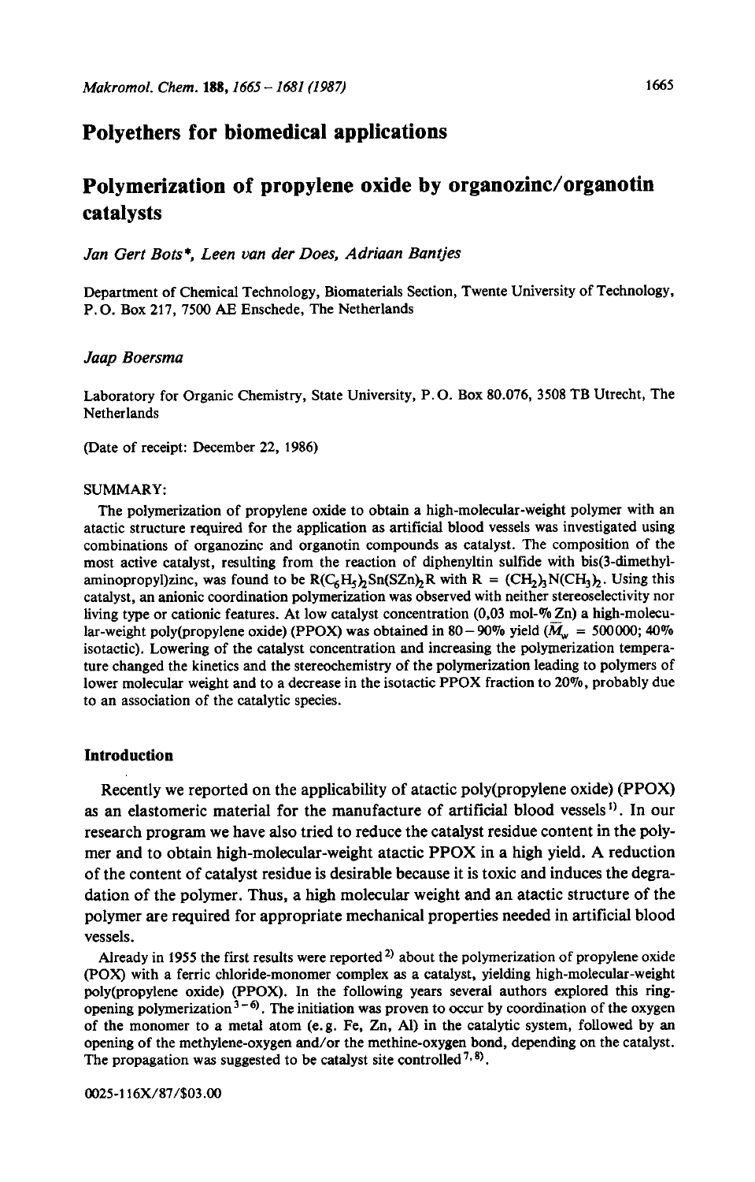# Polyethers for biomedical applications

## Polymerization of propylene oxide by organozinc/organotin catalysts

*Jan Gert Bots\*, Leen van der Does, Adriaan Bantjes*

Department of Chemical Technology, Biomaterials Section, Twente University of Technology, P. O. Box 217, 7500 AE Enschede, The Netherlands

*Jaap Boersma*

Laboratory for Organic Chemistry, State University, P. O. Box 80.076, 3508 TB Utrecht, The Netherlands

(Date of receipt: December 22, 1986)

SUMMARY:

The polymerization of propylene oxide to obtain a high-molecular-weight polymer with an atactic structure required for the application as artificial blood vessels was investigated using combinations of organozinc and organotin compounds as catalyst. The composition of the most active catalyst, resulting from the reaction of diphenyltin sulfide with bis(3-dimethylaminopropyl)zinc, was found to be $R(C_6H_5)_2Sn(SZn)_2R$ with $R = (CH_2)_3N(CH_3)_2$. Using this catalyst, an anionic coordination polymerization was observed with neither stereoselectivity nor living type or cationic features. At low catalyst concentration (0,03 mol-% Zn) a high-molecular-weight poly(propylene oxide) (PPOX) was obtained in 80–90% yield ($\bar{M}_w$ = 500000; 40% isotactic). Lowering of the catalyst concentration and increasing the polymerization temperature changed the kinetics and the stereochemistry of the polymerization leading to polymers of lower molecular weight and to a decrease in the isotactic PPOX fraction to 20%, probably due to an association of the catalytic species.

### Introduction

Recently we reported on the applicability of atactic poly(propylene oxide) (PPOX) as an elastomeric material for the manufacture of artificial blood vessels[1]. In our research program we have also tried to reduce the catalyst residue content in the polymer and to obtain high-molecular-weight atactic PPOX in a high yield. A reduction of the content of catalyst residue is desirable because it is toxic and induces the degradation of the polymer. Thus, a high molecular weight and an atactic structure of the polymer are required for appropriate mechanical properties needed in artificial blood vessels.

Already in 1955 the first results were reported[2] about the polymerization of propylene oxide (POX) with a ferric chloride-monomer complex as a catalyst, yielding high-molecular-weight poly(propylene oxide) (PPOX). In the following years several authors explored this ring-opening polymerization[3–6]. The initiation was proven to occur by coordination of the oxygen of the monomer to a metal atom (e.g. Fe, Zn, Al) in the catalytic system, followed by an opening of the methylene-oxygen and/or the methine-oxygen bond, depending on the catalyst. The propagation was suggested to be catalyst site controlled[7,8].

0025-116X/87/$03.00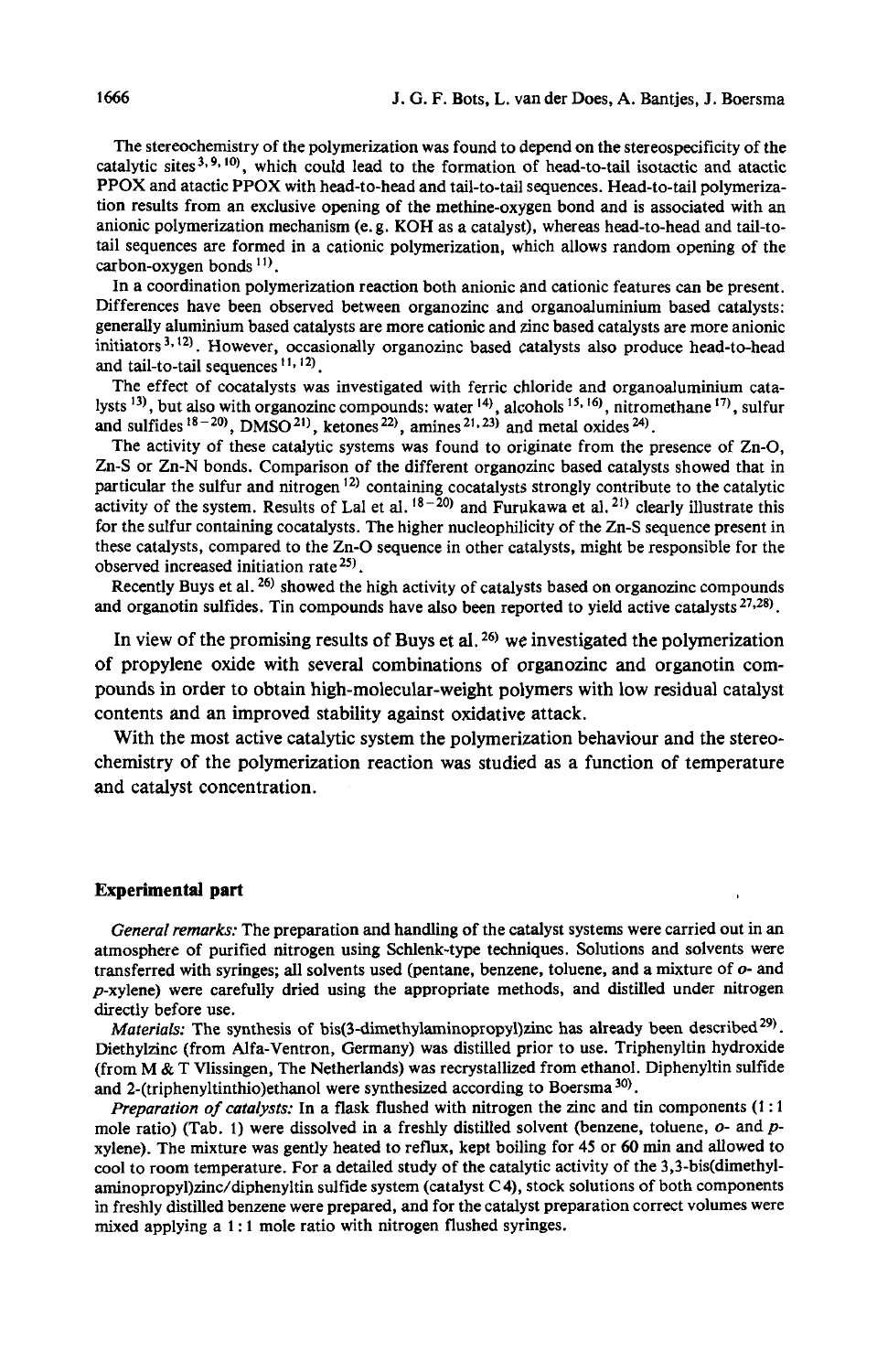The stereochemistry of the polymerization was found to depend on the stereospecificity of the catalytic sites[3,9,10], which could lead to the formation of head-to-tail isotactic and atactic PPOX and atactic PPOX with head-to-head and tail-to-tail sequences. Head-to-tail polymerization results from an exclusive opening of the methine-oxygen bond and is associated with an anionic polymerization mechanism (e.g. KOH as a catalyst), whereas head-to-head and tail-to-tail sequences are formed in a cationic polymerization, which allows random opening of the carbon-oxygen bonds[11].

In a coordination polymerization reaction both anionic and cationic features can be present. Differences have been observed between organozinc and organoaluminium based catalysts: generally aluminium based catalysts are more cationic and zinc based catalysts are more anionic initiators[3,12]. However, occasionally organozinc based catalysts also produce head-to-head and tail-to-tail sequences[11,12].

The effect of cocatalysts was investigated with ferric chloride and organoaluminium catalysts[13], but also with organozinc compounds: water[14], alcohols[15,16], nitromethane[17], sulfur and sulfides[18-20], DMSO[21], ketones[22], amines[21,23] and metal oxides[24].

The activity of these catalytic systems was found to originate from the presence of Zn-O, Zn-S or Zn-N bonds. Comparison of the different organozinc based catalysts showed that in particular the sulfur and nitrogen[12] containing cocatalysts strongly contribute to the catalytic activity of the system. Results of Lal et al.[18-20] and Furukawa et al.[21] clearly illustrate this for the sulfur containing cocatalysts. The higher nucleophilicity of the Zn-S sequence present in these catalysts, compared to the Zn-O sequence in other catalysts, might be responsible for the observed increased initiation rate[25].

Recently Buys et al.[26] showed the high activity of catalysts based on organozinc compounds and organotin sulfides. Tin compounds have also been reported to yield active catalysts[27,28].

In view of the promising results of Buys et al.[26] we investigated the polymerization of propylene oxide with several combinations of organozinc and organotin compounds in order to obtain high-molecular-weight polymers with low residual catalyst contents and an improved stability against oxidative attack.

With the most active catalytic system the polymerization behaviour and the stereochemistry of the polymerization reaction was studied as a function of temperature and catalyst concentration.

## Experimental part

*General remarks:* The preparation and handling of the catalyst systems were carried out in an atmosphere of purified nitrogen using Schlenk-type techniques. Solutions and solvents were transferred with syringes; all solvents used (pentane, benzene, toluene, and a mixture of *o*- and *p*-xylene) were carefully dried using the appropriate methods, and distilled under nitrogen directly before use.

*Materials:* The synthesis of bis(3-dimethylaminopropyl)zinc has already been described[29]. Diethylzinc (from Alfa-Ventron, Germany) was distilled prior to use. Triphenyltin hydroxide (from M & T Vlissingen, The Netherlands) was recrystallized from ethanol. Diphenyltin sulfide and 2-(triphenyltinthio)ethanol were synthesized according to Boersma[30].

*Preparation of catalysts:* In a flask flushed with nitrogen the zinc and tin components (1:1 mole ratio) (Tab. 1) were dissolved in a freshly distilled solvent (benzene, toluene, *o*- and *p*-xylene). The mixture was gently heated to reflux, kept boiling for 45 or 60 min and allowed to cool to room temperature. For a detailed study of the catalytic activity of the 3,3-bis(dimethylaminopropyl)zinc/diphenyltin sulfide system (catalyst C 4), stock solutions of both components in freshly distilled benzene were prepared, and for the catalyst preparation correct volumes were mixed applying a 1:1 mole ratio with nitrogen flushed syringes.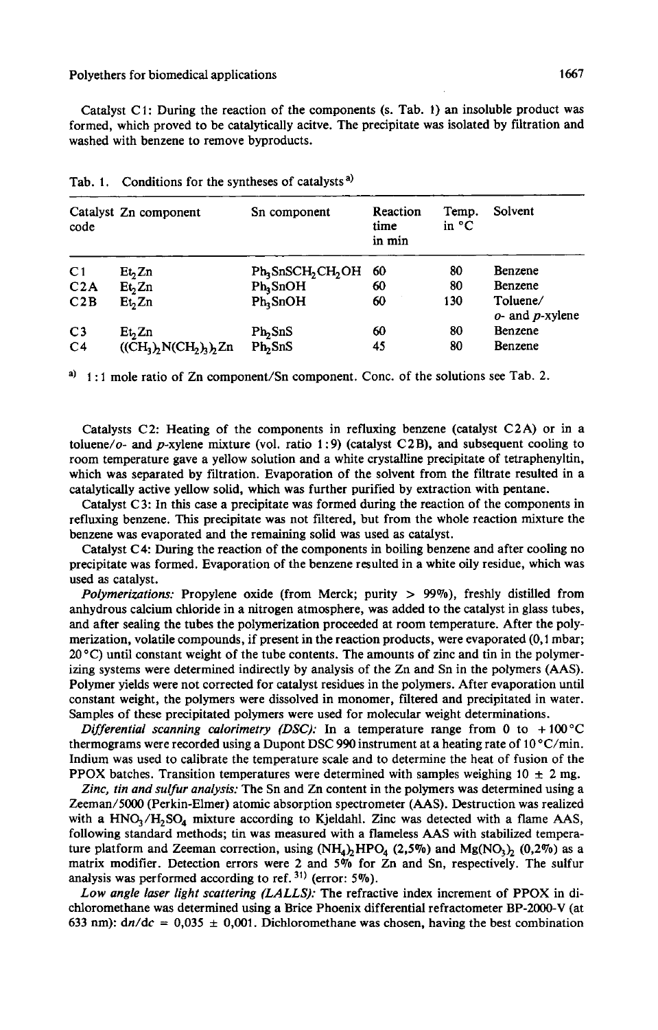Catalyst C1: During the reaction of the components (s. Tab. 1) an insoluble product was formed, which proved to be catalytically acitve. The precipitate was isolated by filtration and washed with benzene to remove byproducts.

Tab. 1. Conditions for the syntheses of catalysts [a)]

| Catalyst code | Zn component | Sn component | Reaction time in min | Temp. in °C | Solvent |
|---|---|---|---|---|---|
| C1 | $Et_2Zn$ | $Ph_3SnSCH_2CH_2OH$ | 60 | 80 | Benzene |
| C2A | $Et_2Zn$ | $Ph_3SnOH$ | 60 | 80 | Benzene |
| C2B | $Et_2Zn$ | $Ph_3SnOH$ | 60 | 130 | Toluene/ *o*- and *p*-xylene |
| C3 | $Et_2Zn$ | $Ph_2SnS$ | 60 | 80 | Benzene |
| C4 | $((CH_3)_2N(CH_2)_3)_2Zn$ | $Ph_2SnS$ | 45 | 80 | Benzene |

[a)] 1:1 mole ratio of Zn component/Sn component. Conc. of the solutions see Tab. 2.

Catalysts C2: Heating of the components in refluxing benzene (catalyst C2A) or in a toluene/*o*- and *p*-xylene mixture (vol. ratio 1:9) (catalyst C2B), and subsequent cooling to room temperature gave a yellow solution and a white crystalline precipitate of tetraphenyltin, which was separated by filtration. Evaporation of the solvent from the filtrate resulted in a catalytically active yellow solid, which was further purified by extraction with pentane.

Catalyst C3: In this case a precipitate was formed during the reaction of the components in refluxing benzene. This precipitate was not filtered, but from the whole reaction mixture the benzene was evaporated and the remaining solid was used as catalyst.

Catalyst C4: During the reaction of the components in boiling benzene and after cooling no precipitate was formed. Evaporation of the benzene resulted in a white oily residue, which was used as catalyst.

*Polymerizations:* Propylene oxide (from Merck; purity > 99%), freshly distilled from anhydrous calcium chloride in a nitrogen atmosphere, was added to the catalyst in glass tubes, and after sealing the tubes the polymerization proceeded at room temperature. After the polymerization, volatile compounds, if present in the reaction products, were evaporated (0,1 mbar; 20 °C) until constant weight of the tube contents. The amounts of zinc and tin in the polymerizing systems were determined indirectly by analysis of the Zn and Sn in the polymers (AAS). Polymer yields were not corrected for catalyst residues in the polymers. After evaporation until constant weight, the polymers were dissolved in monomer, filtered and precipitated in water. Samples of these precipitated polymers were used for molecular weight determinations.

*Differential scanning calorimetry (DSC):* In a temperature range from 0 to +100 °C thermograms were recorded using a Dupont DSC 990 instrument at a heating rate of 10 °C/min. Indium was used to calibrate the temperature scale and to determine the heat of fusion of the PPOX batches. Transition temperatures were determined with samples weighing 10 ± 2 mg.

*Zinc, tin and sulfur analysis:* The Sn and Zn content in the polymers was determined using a Zeeman/5000 (Perkin-Elmer) atomic absorption spectrometer (AAS). Destruction was realized with a $HNO_3/H_2SO_4$ mixture according to Kjeldahl. Zinc was detected with a flame AAS, following standard methods; tin was measured with a flameless AAS with stabilized temperature platform and Zeeman correction, using $(NH_4)_2HPO_4$ (2,5%) and $Mg(NO_3)_2$ (0,2%) as a matrix modifier. Detection errors were 2 and 5% for Zn and Sn, respectively. The sulfur analysis was performed according to ref. [31)] (error: 5%).

*Low angle laser light scattering (LALLS):* The refractive index increment of PPOX in dichloromethane was determined using a Brice Phoenix differential refractometer BP-2000-V (at 633 nm): $dn/dc = 0{,}035 \pm 0{,}001$. Dichloromethane was chosen, having the best combination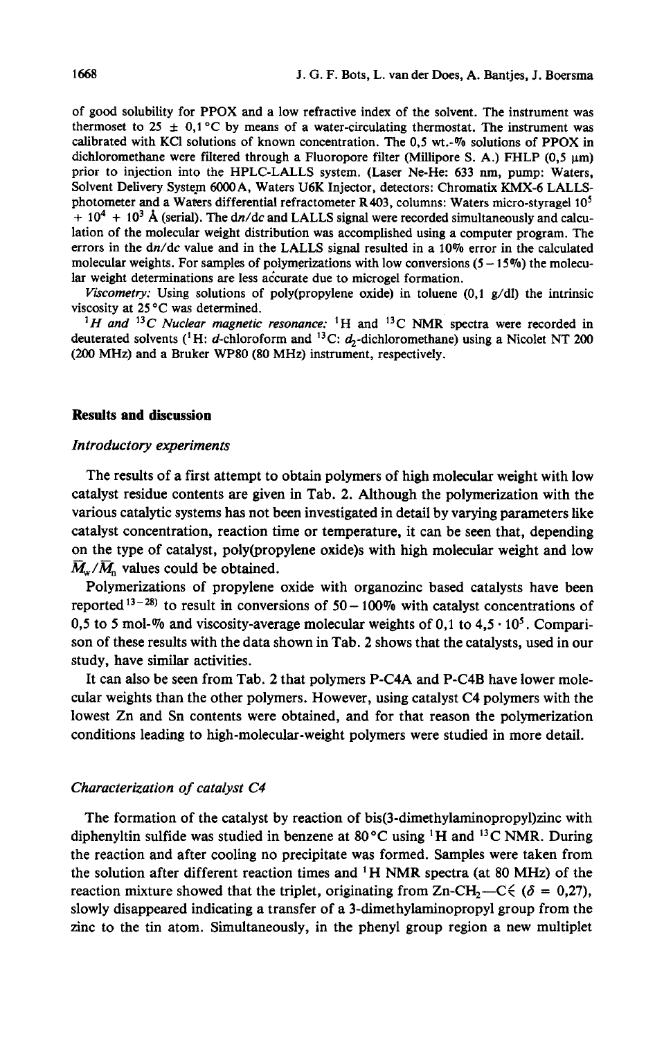of good solubility for PPOX and a low refractive index of the solvent. The instrument was thermoset to 25 ± 0,1 °C by means of a water-circulating thermostat. The instrument was calibrated with KCl solutions of known concentration. The 0,5 wt.-% solutions of PPOX in dichloromethane were filtered through a Fluoropore filter (Millipore S. A.) FHLP (0,5 μm) prior to injection into the HPLC-LALLS system. (Laser Ne-He: 633 nm, pump: Waters, Solvent Delivery System 6000 A, Waters U6K Injector, detectors: Chromatix KMX-6 LALLS-photometer and a Waters differential refractometer R 403, columns: Waters micro-styragel $10^5$ + $10^4$ + $10^3$ Å (serial). The d$n$/d$c$ and LALLS signal were recorded simultaneously and calculation of the molecular weight distribution was accomplished using a computer program. The errors in the d$n$/d$c$ value and in the LALLS signal resulted in a 10% error in the calculated molecular weights. For samples of polymerizations with low conversions (5 – 15%) the molecular weight determinations are less accurate due to microgel formation.

*Viscometry:* Using solutions of poly(propylene oxide) in toluene (0,1 g/dl) the intrinsic viscosity at 25 °C was determined.

*$^1$H and $^{13}$C Nuclear magnetic resonance:* $^1$H and $^{13}$C NMR spectra were recorded in deuterated solvents ($^1$H: $d$-chloroform and $^{13}$C: $d_2$-dichloromethane) using a Nicolet NT 200 (200 MHz) and a Bruker WP80 (80 MHz) instrument, respectively.

## Results and discussion

### Introductory experiments

The results of a first attempt to obtain polymers of high molecular weight with low catalyst residue contents are given in Tab. 2. Although the polymerization with the various catalytic systems has not been investigated in detail by varying parameters like catalyst concentration, reaction time or temperature, it can be seen that, depending on the type of catalyst, poly(propylene oxide)s with high molecular weight and low $\bar{M}_w/\bar{M}_n$ values could be obtained.

Polymerizations of propylene oxide with organozinc based catalysts have been reported[13–28] to result in conversions of 50 – 100% with catalyst concentrations of 0,5 to 5 mol-% and viscosity-average molecular weights of 0,1 to $4,5 \cdot 10^5$. Comparison of these results with the data shown in Tab. 2 shows that the catalysts, used in our study, have similar activities.

It can also be seen from Tab. 2 that polymers P-C4A and P-C4B have lower molecular weights than the other polymers. However, using catalyst C4 polymers with the lowest Zn and Sn contents were obtained, and for that reason the polymerization conditions leading to high-molecular-weight polymers were studied in more detail.

### Characterization of catalyst C4

The formation of the catalyst by reaction of bis(3-dimethylaminopropyl)zinc with diphenyltin sulfide was studied in benzene at 80 °C using $^1$H and $^{13}$C NMR. During the reaction and after cooling no precipitate was formed. Samples were taken from the solution after different reaction times and $^1$H NMR spectra (at 80 MHz) of the reaction mixture showed that the triplet, originating from Zn-CH$_2$—C⋞ ($\delta$ = 0,27), slowly disappeared indicating a transfer of a 3-dimethylaminopropyl group from the zinc to the tin atom. Simultaneously, in the phenyl group region a new multiplet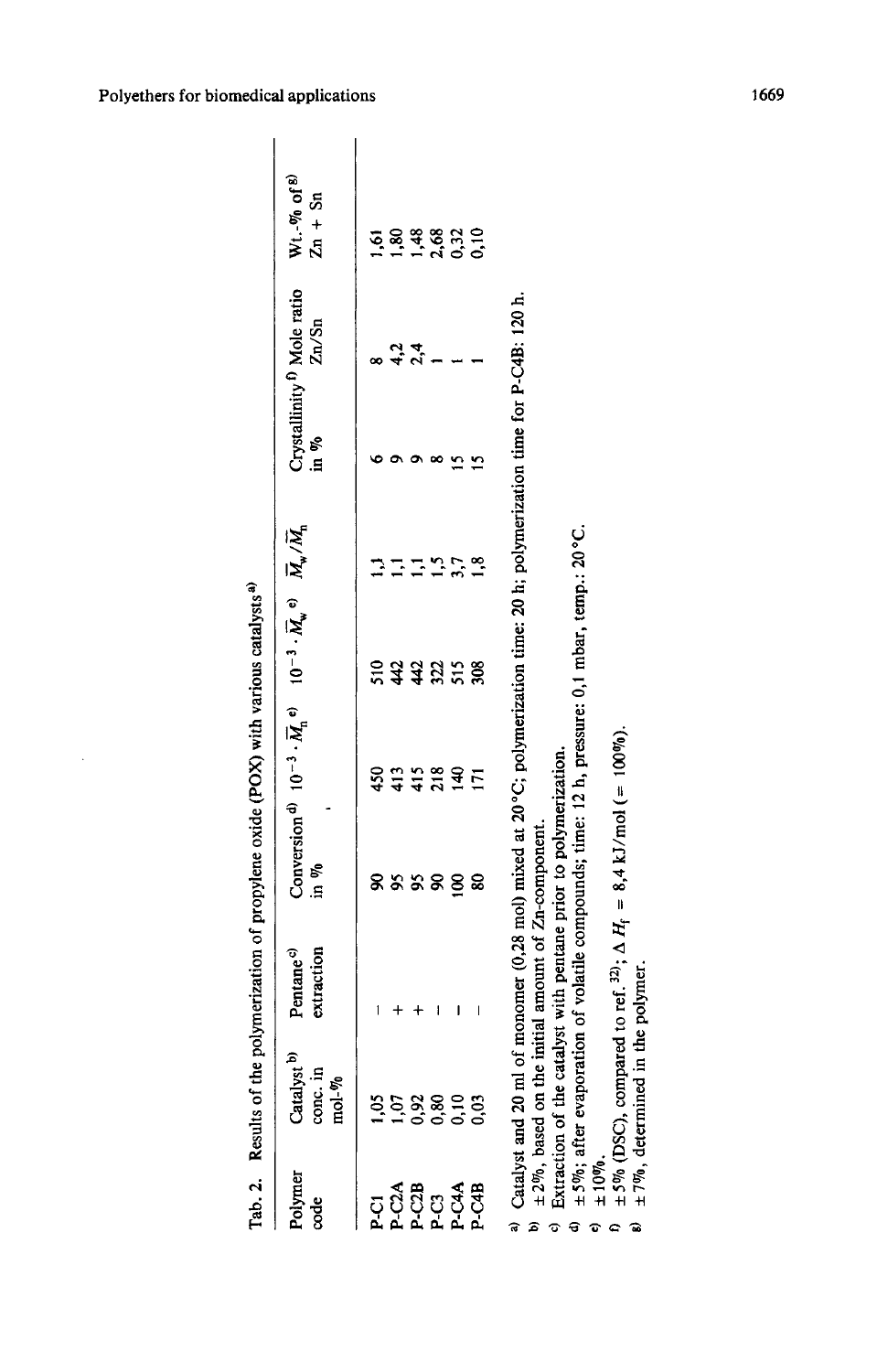Tab. 2. Results of the polymerization of propylene oxide (POX) with various catalysts[a)]

| Polymer code | Catalyst[b)] conc. in mol-% | Pentane[c)] extraction | Conversion[d)] in % | $10^{-3} \cdot \overline{M}_n$[e)] | $10^{-3} \cdot \overline{M}_w$[e)] | $\overline{M}_w/\overline{M}_n$ | Crystallinity[f)] in % | Mole ratio Zn/Sn | Wt.-% of[g)] Zn + Sn |
|---|---|---|---|---|---|---|---|---|---|
| P-C1 | 1,05 | – | 90 | 450 | 510 | 1,1 | 6 | ∞ | 1,61 |
| P-C2A | 1,07 | + | 95 | 413 | 442 | 1,1 | 9 | 4,2 | 1,80 |
| P-C2B | 0,92 | + | 95 | 415 | 442 | 1,1 | 9 | 2,4 | 1,48 |
| P-C3 | 0,80 | – | 90 | 218 | 322 | 1,5 | 8 | 1 | 2,68 |
| P-C4A | 0,10 | – | 100 | 140 | 515 | 3,7 | 15 | 1 | 0,32 |
| P-C4B | 0,03 | – | 80 | 171 | 308 | 1,8 | 15 | 1 | 0,10 |

a) Catalyst and 20 ml of monomer (0,28 mol) mixed at 20 °C; polymerization time: 20 h; polymerization time for P-C4B: 120 h.
b) ± 2%, based on the initial amount of Zn-component.
c) Extraction of the catalyst with pentane prior to polymerization.
d) ± 5%; after evaporation of volatile compounds; time: 12 h, pressure: 0,1 mbar, temp.: 20 °C.
e) ± 10%.
f) ± 5% (DSC), compared to ref.[32)]; $\Delta H_f$ = 8,4 kJ/mol (= 100%).
g) ± 7%, determined in the polymer.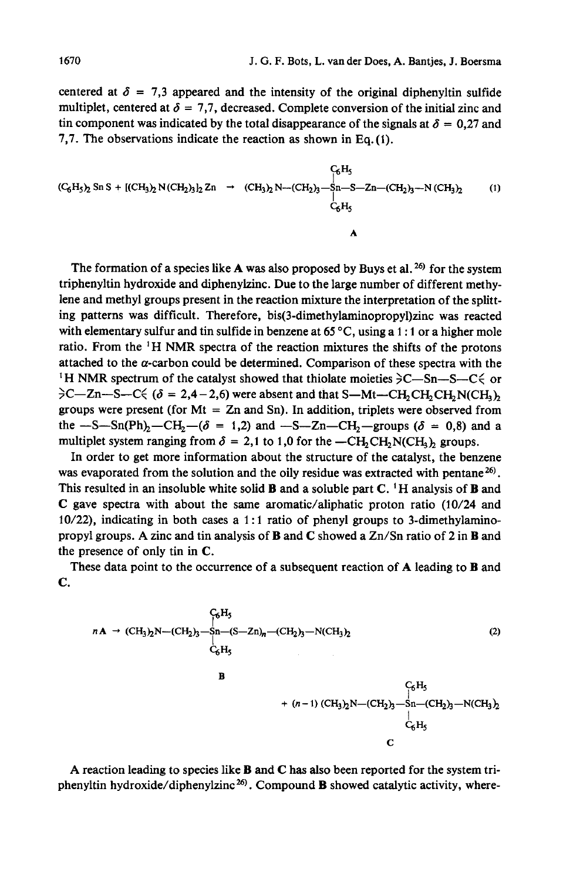centered at $\delta = 7,3$ appeared and the intensity of the original diphenyltin sulfide multiplet, centered at $\delta = 7,7$, decreased. Complete conversion of the initial zinc and tin component was indicated by the total disappearance of the signals at $\delta = 0,27$ and 7,7. The observations indicate the reaction as shown in Eq. (1).

$$(C_6H_5)_2SnS + [(CH_3)_2N(CH_2)_3]_2Zn \rightarrow (CH_3)_2N{-}(CH_2)_3{-}\underset{C_6H_5}{\overset{C_6H_5}{Sn}}{-}S{-}Zn{-}(CH_2)_3{-}N(CH_3)_2 \qquad (1)$$

**A**

The formation of a species like **A** was also proposed by Buys et al.[26] for the system triphenyltin hydroxide and diphenylzinc. Due to the large number of different methylene and methyl groups present in the reaction mixture the interpretation of the splitting patterns was difficult. Therefore, bis(3-dimethylaminopropyl)zinc was reacted with elementary sulfur and tin sulfide in benzene at 65 °C, using a 1 : 1 or a higher mole ratio. From the $^1H$ NMR spectra of the reaction mixtures the shifts of the protons attached to the $\alpha$-carbon could be determined. Comparison of these spectra with the $^1H$ NMR spectrum of the catalyst showed that thiolate moieties $\gtrdot C{-}Sn{-}S{-}C\lessdot$ or $\gtrdot C{-}Zn{-}S{-}C\lessdot$ ($\delta = 2,4-2,6$) were absent and that $S{-}Mt{-}CH_2CH_2CH_2N(CH_3)_2$ groups were present (for Mt = Zn and Sn). In addition, triplets were observed from the $-S{-}Sn(Ph)_2{-}CH_2{-}$ ($\delta = 1,2$) and $-S{-}Zn{-}CH_2{-}$groups ($\delta = 0,8$) and a multiplet system ranging from $\delta = 2,1$ to 1,0 for the $-CH_2CH_2N(CH_3)_2$ groups.

In order to get more information about the structure of the catalyst, the benzene was evaporated from the solution and the oily residue was extracted with pentane[26]. This resulted in an insoluble white solid **B** and a soluble part **C**. $^1H$ analysis of **B** and **C** gave spectra with about the same aromatic/aliphatic proton ratio (10/24 and 10/22), indicating in both cases a 1 : 1 ratio of phenyl groups to 3-dimethylaminopropyl groups. A zinc and tin analysis of **B** and **C** showed a Zn/Sn ratio of 2 in **B** and the presence of only tin in **C**.

These data point to the occurrence of a subsequent reaction of **A** leading to **B** and **C**.

$$n\mathbf{A} \rightarrow (CH_3)_2N{-}(CH_2)_3{-}\underset{C_6H_5}{\overset{C_6H_5}{Sn}}{-}(S{-}Zn)_n{-}(CH_2)_3{-}N(CH_3)_2 \qquad (2)$$

**B**

$$+\ (n-1)\ (CH_3)_2N{-}(CH_2)_3{-}\underset{C_6H_5}{\overset{C_6H_5}{Sn}}{-}(CH_2)_3{-}N(CH_3)_2$$

**C**

A reaction leading to species like **B** and **C** has also been reported for the system triphenyltin hydroxide/diphenylzinc[26]. Compound **B** showed catalytic activity, where-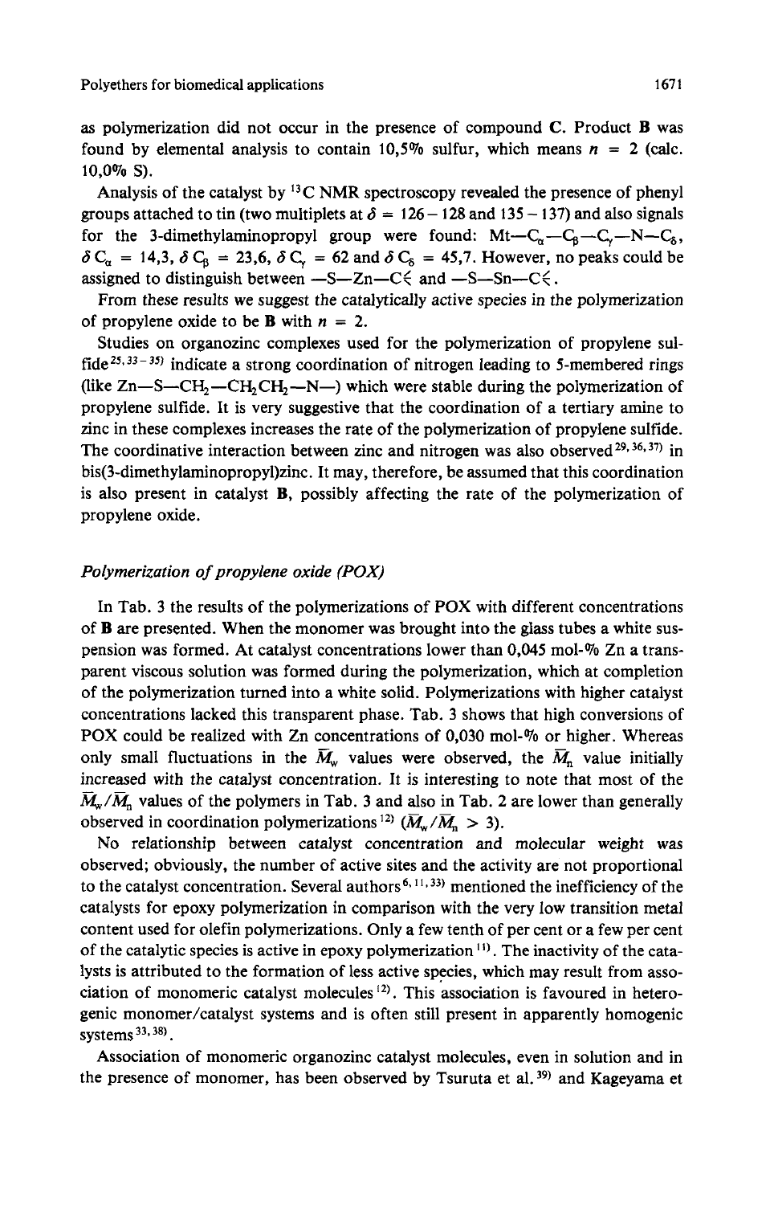as polymerization did not occur in the presence of compound **C**. Product **B** was found by elemental analysis to contain 10,5% sulfur, which means $n = 2$ (calc. 10,0% S).

Analysis of the catalyst by $^{13}C$ NMR spectroscopy revealed the presence of phenyl groups attached to tin (two multiplets at $\delta = 126-128$ and $135-137$) and also signals for the 3-dimethylaminopropyl group were found: Mt—$C_\alpha$—$C_\beta$—$C_\gamma$—N—$C_\delta$, $\delta\, C_\alpha = 14{,}3$, $\delta\, C_\beta = 23{,}6$, $\delta\, C_\gamma = 62$ and $\delta\, C_\delta = 45{,}7$. However, no peaks could be assigned to distinguish between —S—Zn—C⩽ and —S—Sn—C⩽.

From these results we suggest the catalytically active species in the polymerization of propylene oxide to be **B** with $n = 2$.

Studies on organozinc complexes used for the polymerization of propylene sulfide[25,33–35] indicate a strong coordination of nitrogen leading to 5-membered rings (like Zn—S—$CH_2$—$CH_2CH_2$—N—) which were stable during the polymerization of propylene sulfide. It is very suggestive that the coordination of a tertiary amine to zinc in these complexes increases the rate of the polymerization of propylene sulfide. The coordinative interaction between zinc and nitrogen was also observed[29,36,37] in bis(3-dimethylaminopropyl)zinc. It may, therefore, be assumed that this coordination is also present in catalyst **B**, possibly affecting the rate of the polymerization of propylene oxide.

### *Polymerization of propylene oxide (POX)*

In Tab. 3 the results of the polymerizations of POX with different concentrations of **B** are presented. When the monomer was brought into the glass tubes a white suspension was formed. At catalyst concentrations lower than 0,045 mol-% Zn a transparent viscous solution was formed during the polymerization, which at completion of the polymerization turned into a white solid. Polymerizations with higher catalyst concentrations lacked this transparent phase. Tab. 3 shows that high conversions of POX could be realized with Zn concentrations of 0,030 mol-% or higher. Whereas only small fluctuations in the $\overline{M}_w$ values were observed, the $\overline{M}_n$ value initially increased with the catalyst concentration. It is interesting to note that most of the $\overline{M}_w/\overline{M}_n$ values of the polymers in Tab. 3 and also in Tab. 2 are lower than generally observed in coordination polymerizations[12] ($\overline{M}_w/\overline{M}_n > 3$).

No relationship between catalyst concentration and molecular weight was observed; obviously, the number of active sites and the activity are not proportional to the catalyst concentration. Several authors[6,11,33] mentioned the inefficiency of the catalysts for epoxy polymerization in comparison with the very low transition metal content used for olefin polymerizations. Only a few tenth of per cent or a few per cent of the catalytic species is active in epoxy polymerization[11]. The inactivity of the catalysts is attributed to the formation of less active species, which may result from association of monomeric catalyst molecules[12]. This association is favoured in heterogenic monomer/catalyst systems and is often still present in apparently homogenic systems[33,38].

Association of monomeric organozinc catalyst molecules, even in solution and in the presence of monomer, has been observed by Tsuruta et al.[39] and Kageyama et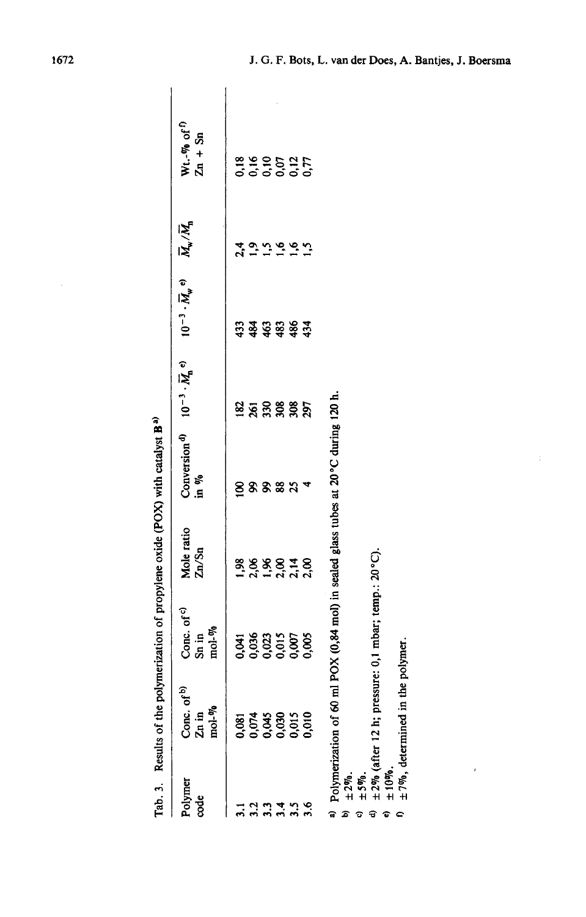Tab. 3. Results of the polymerization of propylene oxide (POX) with catalyst **B**[a)]

| Polymer code | Conc. of[b)] Zn in mol-% | Conc. of[c)] Sn in mol-% | Mole ratio Zn/Sn | Conversion[d)] in % | $10^{-3} \cdot \overline{M}_n$[e)] | $10^{-3} \cdot \overline{M}_w$[e)] | $\overline{M}_w/\overline{M}_n$ | Wt.-% of[f)] Zn + Sn |
|---|---|---|---|---|---|---|---|---|
| 3.1 | 0,081 | 0,041 | 1,98 | 100 | 182 | 433 | 2,4 | 0,18 |
| 3.2 | 0,074 | 0,036 | 2,06 | 99 | 261 | 484 | 1,9 | 0,16 |
| 3.3 | 0,045 | 0,023 | 1,96 | 99 | 330 | 463 | 1,5 | 0,10 |
| 3.4 | 0,030 | 0,015 | 2,00 | 88 | 308 | 483 | 1,6 | 0,07 |
| 3.5 | 0,015 | 0,007 | 2,14 | 25 | 308 | 486 | 1,6 | 0,12 |
| 3.6 | 0,010 | 0,005 | 2,00 | 4 | 297 | 434 | 1,5 | 0,77 |

a) Polymerization of 60 ml POX (0,84 mol) in sealed glass tubes at 20 °C during 120 h.
b) ± 2%.
c) ± 5%.
d) ± 2% (after 12 h; pressure: 0,1 mbar; temp.: 20 °C).
e) ± 10%.
f) ± 7%, determined in the polymer.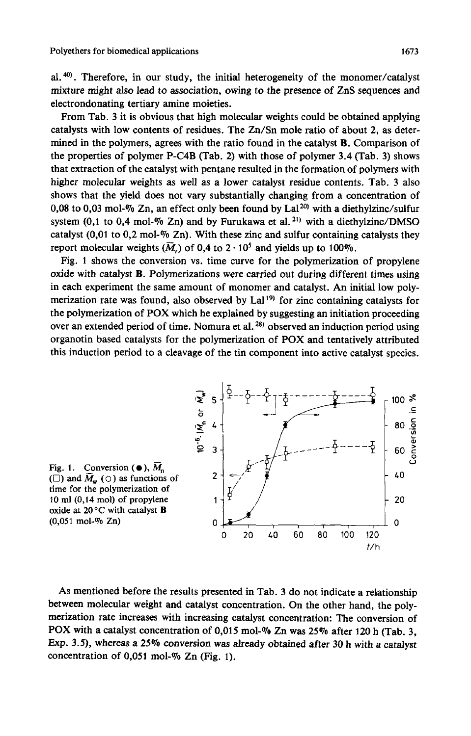al.[40]. Therefore, in our study, the initial heterogeneity of the monomer/catalyst mixture might also lead to association, owing to the presence of ZnS sequences and electrondonating tertiary amine moieties.

From Tab. 3 it is obvious that high molecular weights could be obtained applying catalysts with low contents of residues. The Zn/Sn mole ratio of about 2, as determined in the polymers, agrees with the ratio found in the catalyst **B**. Comparison of the properties of polymer P-C4B (Tab. 2) with those of polymer 3.4 (Tab. 3) shows that extraction of the catalyst with pentane resulted in the formation of polymers with higher molecular weights as well as a lower catalyst residue contents. Tab. 3 also shows that the yield does not vary substantially changing from a concentration of 0,08 to 0,03 mol-% Zn, an effect only been found by Lal[20] with a diethylzinc/sulfur system (0,1 to 0,4 mol-% Zn) and by Furukawa et al.[21] with a diethylzinc/DMSO catalyst (0,01 to 0,2 mol-% Zn). With these zinc and sulfur containing catalysts they report molecular weights ($\overline{M}_v$) of 0,4 to $2 \cdot 10^5$ and yields up to 100%.

Fig. 1 shows the conversion vs. time curve for the polymerization of propylene oxide with catalyst **B**. Polymerizations were carried out during different times using in each experiment the same amount of monomer and catalyst. An initial low polymerization rate was found, also observed by Lal[19] for zinc containing catalysts for the polymerization of POX which he explained by suggesting an initiation proceeding over an extended period of time. Nomura et al.[28] observed an induction period using organotin based catalysts for the polymerization of POX and tentatively attributed this induction period to a cleavage of the tin component into active catalyst species.

Fig. 1. Conversion (●), $\overline{M}_n$ (□) and $\overline{M}_w$ (○) as functions of time for the polymerization of 10 ml (0,14 mol) of propylene oxide at 20 °C with catalyst **B** (0,051 mol-% Zn)

As mentioned before the results presented in Tab. 3 do not indicate a relationship between molecular weight and catalyst concentration. On the other hand, the polymerization rate increases with increasing catalyst concentration: The conversion of POX with a catalyst concentration of 0,015 mol-% Zn was 25% after 120 h (Tab. 3, Exp. 3.5), whereas a 25% conversion was already obtained after 30 h with a catalyst concentration of 0,051 mol-% Zn (Fig. 1).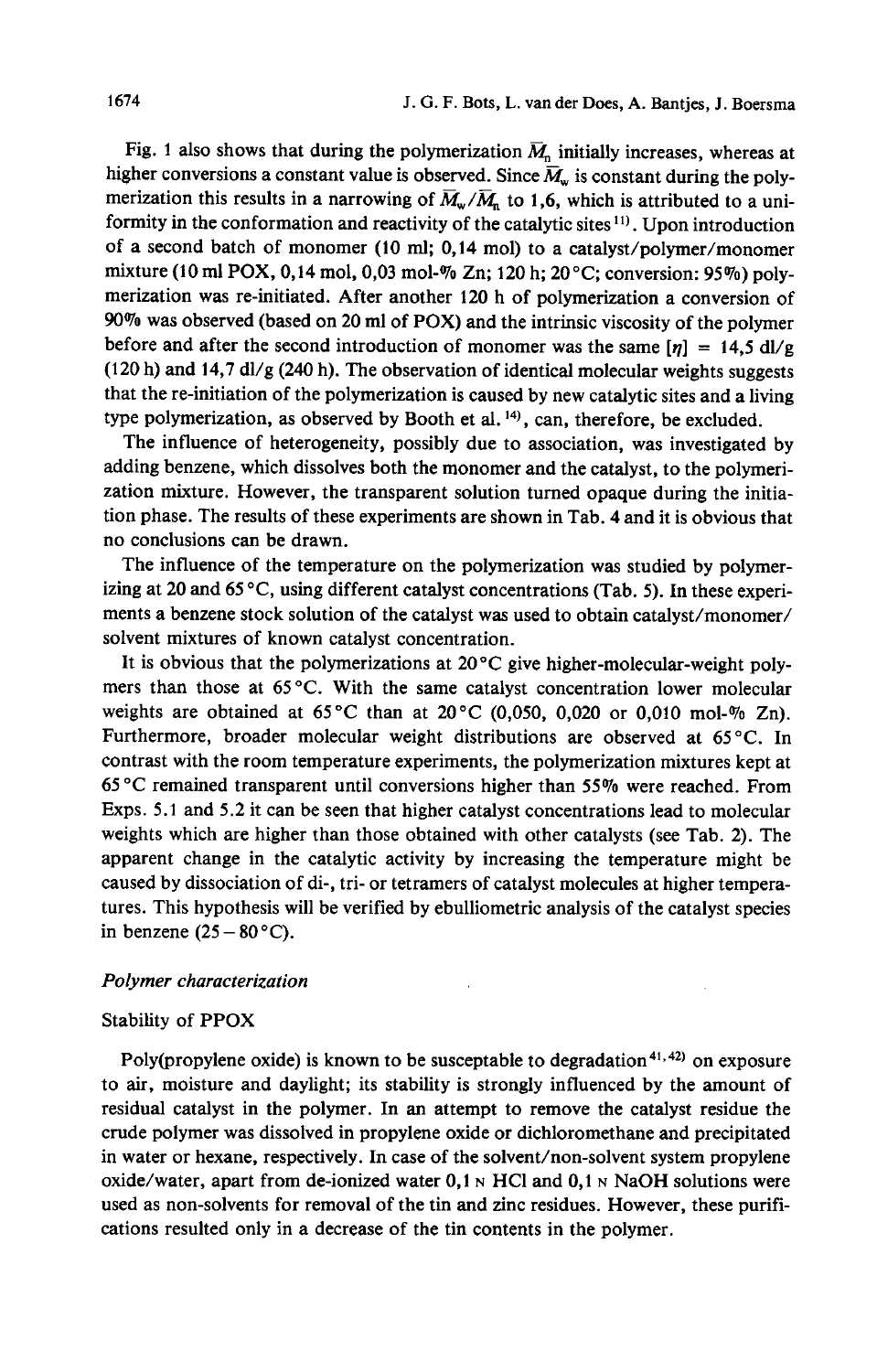Fig. 1 also shows that during the polymerization $\bar{M}_n$ initially increases, whereas at higher conversions a constant value is observed. Since $\bar{M}_w$ is constant during the polymerization this results in a narrowing of $\bar{M}_w/\bar{M}_n$ to 1,6, which is attributed to a uniformity in the conformation and reactivity of the catalytic sites[11]. Upon introduction of a second batch of monomer (10 ml; 0,14 mol) to a catalyst/polymer/monomer mixture (10 ml POX, 0,14 mol, 0,03 mol-% Zn; 120 h; 20 °C; conversion: 95%) polymerization was re-initiated. After another 120 h of polymerization a conversion of 90% was observed (based on 20 ml of POX) and the intrinsic viscosity of the polymer before and after the second introduction of monomer was the same $[\eta]$ = 14,5 dl/g (120 h) and 14,7 dl/g (240 h). The observation of identical molecular weights suggests that the re-initiation of the polymerization is caused by new catalytic sites and a living type polymerization, as observed by Booth et al.[14], can, therefore, be excluded.

The influence of heterogeneity, possibly due to association, was investigated by adding benzene, which dissolves both the monomer and the catalyst, to the polymerization mixture. However, the transparent solution turned opaque during the initiation phase. The results of these experiments are shown in Tab. 4 and it is obvious that no conclusions can be drawn.

The influence of the temperature on the polymerization was studied by polymerizing at 20 and 65 °C, using different catalyst concentrations (Tab. 5). In these experiments a benzene stock solution of the catalyst was used to obtain catalyst/monomer/solvent mixtures of known catalyst concentration.

It is obvious that the polymerizations at 20 °C give higher-molecular-weight polymers than those at 65 °C. With the same catalyst concentration lower molecular weights are obtained at 65 °C than at 20 °C (0,050, 0,020 or 0,010 mol-% Zn). Furthermore, broader molecular weight distributions are observed at 65 °C. In contrast with the room temperature experiments, the polymerization mixtures kept at 65 °C remained transparent until conversions higher than 55% were reached. From Exps. 5.1 and 5.2 it can be seen that higher catalyst concentrations lead to molecular weights which are higher than those obtained with other catalysts (see Tab. 2). The apparent change in the catalytic activity by increasing the temperature might be caused by dissociation of di-, tri- or tetramers of catalyst molecules at higher temperatures. This hypothesis will be verified by ebulliometric analysis of the catalyst species in benzene (25 – 80 °C).

### *Polymer characterization*

#### Stability of PPOX

Poly(propylene oxide) is known to be susceptable to degradation[41,42] on exposure to air, moisture and daylight; its stability is strongly influenced by the amount of residual catalyst in the polymer. In an attempt to remove the catalyst residue the crude polymer was dissolved in propylene oxide or dichloromethane and precipitated in water or hexane, respectively. In case of the solvent/non-solvent system propylene oxide/water, apart from de-ionized water 0,1 N HCl and 0,1 N NaOH solutions were used as non-solvents for removal of the tin and zinc residues. However, these purifications resulted only in a decrease of the tin contents in the polymer.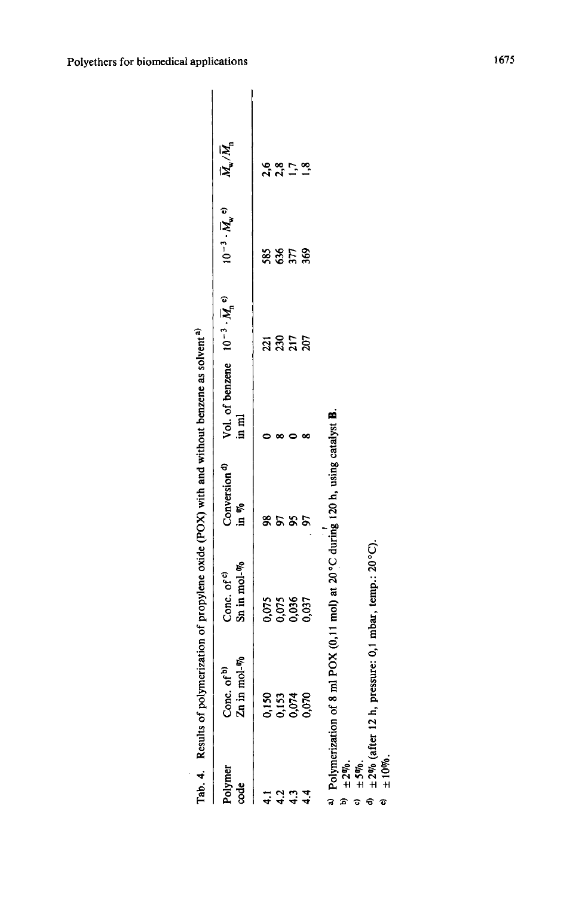Tab. 4. Results of polymerization of propylene oxide (POX) with and without benzene as solvent [a]

| Polymer code | Conc. of [b] Zn in mol-% | Conc. of [c] Sn in mol-% | Conversion [d] in % | Vol. of benzene in ml | $10^{-3} \cdot \overline{M}_n$ [e] | $10^{-3} \cdot \overline{M}_w$ [e] | $\overline{M}_w/\overline{M}_n$ |
|---|---|---|---|---|---|---|---|
| 4.1 | 0,150 | 0,075 | 98 | 0 | 221 | 585 | 2,6 |
| 4.2 | 0,153 | 0,075 | 97 | 8 | 230 | 636 | 2,8 |
| 4.3 | 0,074 | 0,036 | 95 | 0 | 217 | 377 | 1,7 |
| 4.4 | 0,070 | 0,037 | 97 | 8 | 207 | 369 | 1,8 |

[a] Polymerization of 8 ml POX (0,11 mol) at 20 °C during 120 h, using catalyst **B**.
[b] ± 2%.
[c] ± 5%.
[d] ± 2% (after 12 h, pressure: 0,1 mbar, temp.: 20 °C).
[e] ± 10%.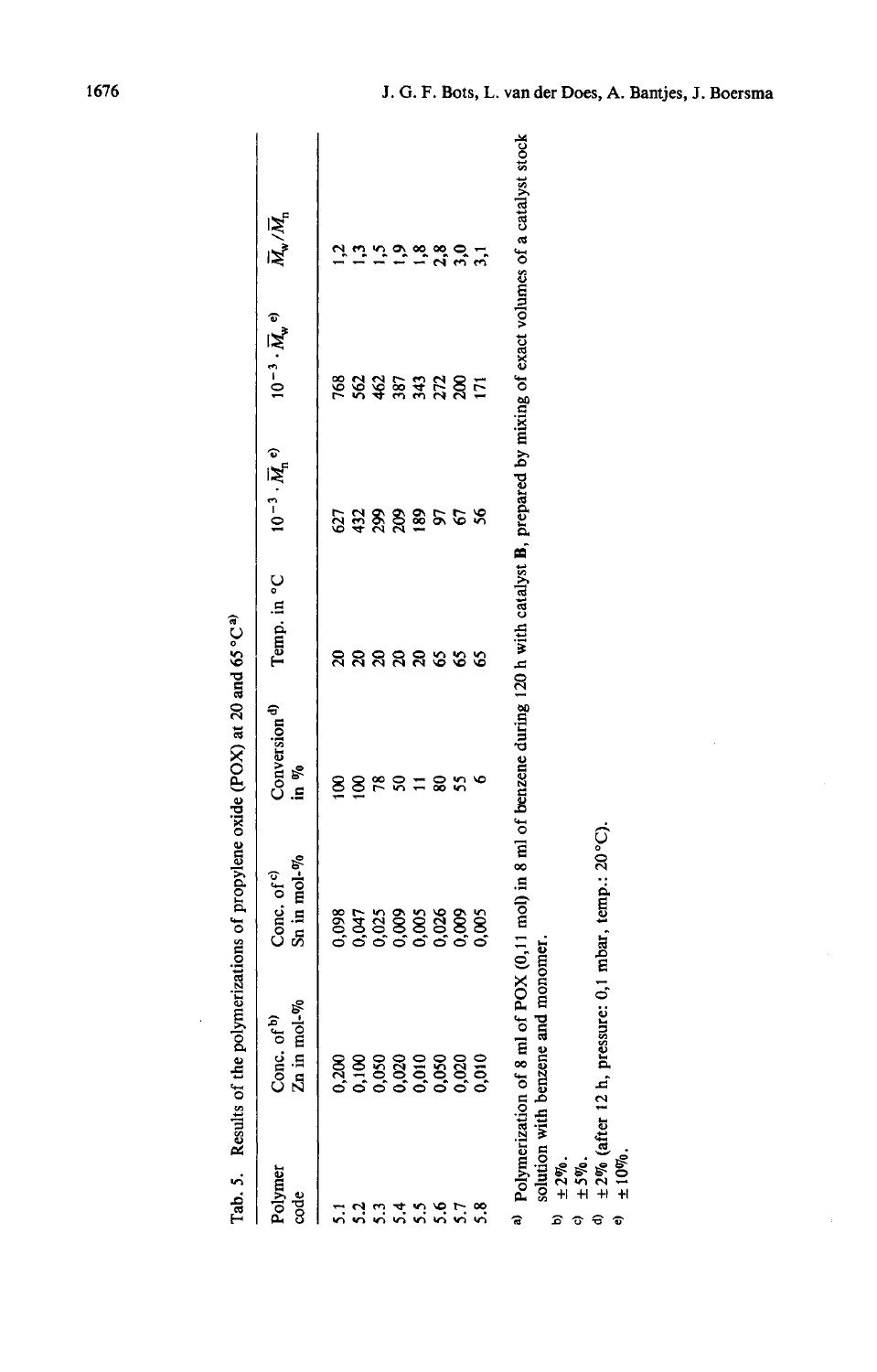Tab. 5. Results of the polymerizations of propylene oxide (POX) at 20 and 65 °C[a)]

| Polymer code | Conc. of[b)] Zn in mol-% | Conc. of[c)] Sn in mol-% | Conversion[d)] in % | Temp. in °C | $10^{-3} \cdot \overline{M}_n$[e)] | $10^{-3} \cdot \overline{M}_w$[e)] | $\overline{M}_w/\overline{M}_n$ |
|---|---|---|---|---|---|---|---|
| 5.1 | 0,200 | 0,098 | 100 | 20 | 627 | 768 | 1,2 |
| 5.2 | 0,100 | 0,047 | 100 | 20 | 432 | 562 | 1,3 |
| 5.3 | 0,050 | 0,025 | 78 | 20 | 299 | 462 | 1,5 |
| 5.4 | 0,020 | 0,009 | 50 | 20 | 209 | 387 | 1,9 |
| 5.5 | 0,010 | 0,005 | 11 | 20 | 189 | 343 | 1,8 |
| 5.6 | 0,050 | 0,026 | 80 | 65 | 97 | 272 | 2,8 |
| 5.7 | 0,020 | 0,009 | 55 | 65 | 67 | 200 | 3,0 |
| 5.8 | 0,010 | 0,005 | 6 | 65 | 56 | 171 | 3,1 |

[a)] Polymerization of 8 ml of POX (0,11 mol) in 8 ml of benzene during 120 h with catalyst **B**, prepared by mixing of exact volumes of a catalyst stock solution with benzene and monomer.

[b)] ± 2%.

[c)] ± 5%.

[d)] ± 2% (after 12 h, pressure: 0,1 mbar, temp.: 20 °C).

[e)] ± 10%.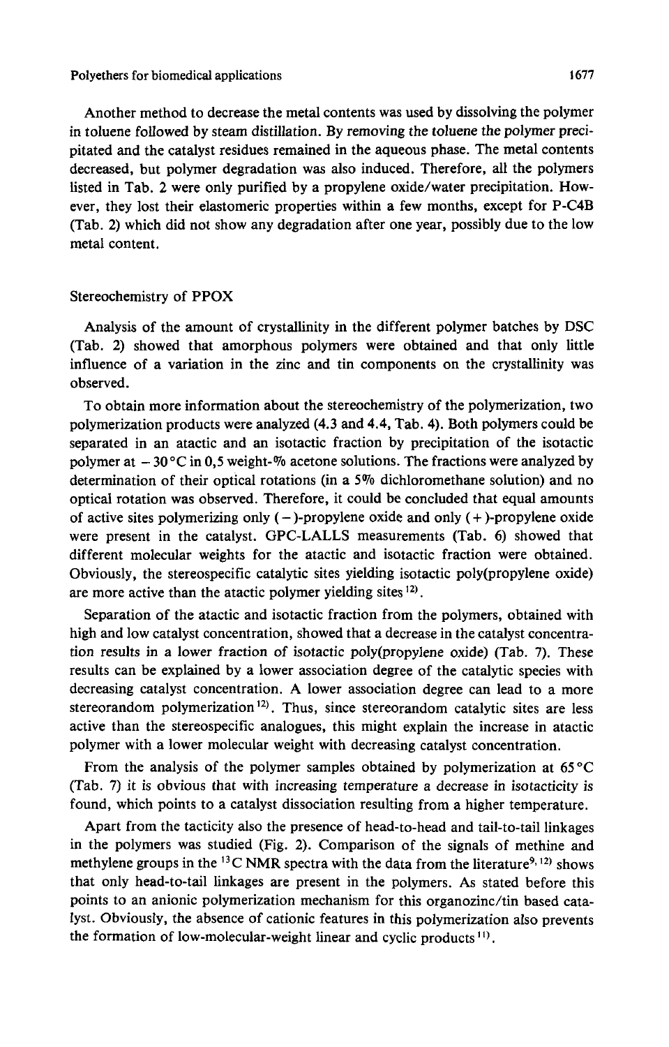Another method to decrease the metal contents was used by dissolving the polymer in toluene followed by steam distillation. By removing the toluene the polymer precipitated and the catalyst residues remained in the aqueous phase. The metal contents decreased, but polymer degradation was also induced. Therefore, all the polymers listed in Tab. 2 were only purified by a propylene oxide/water precipitation. However, they lost their elastomeric properties within a few months, except for P-C4B (Tab. 2) which did not show any degradation after one year, possibly due to the low metal content.

## Stereochemistry of PPOX

Analysis of the amount of crystallinity in the different polymer batches by DSC (Tab. 2) showed that amorphous polymers were obtained and that only little influence of a variation in the zinc and tin components on the crystallinity was observed.

To obtain more information about the stereochemistry of the polymerization, two polymerization products were analyzed (4.3 and 4.4, Tab. 4). Both polymers could be separated in an atactic and an isotactic fraction by precipitation of the isotactic polymer at $-30\,°C$ in 0,5 weight-% acetone solutions. The fractions were analyzed by determination of their optical rotations (in a 5% dichloromethane solution) and no optical rotation was observed. Therefore, it could be concluded that equal amounts of active sites polymerizing only (−)-propylene oxide and only (+)-propylene oxide were present in the catalyst. GPC-LALLS measurements (Tab. 6) showed that different molecular weights for the atactic and isotactic fraction were obtained. Obviously, the stereospecific catalytic sites yielding isotactic poly(propylene oxide) are more active than the atactic polymer yielding sites[12].

Separation of the atactic and isotactic fraction from the polymers, obtained with high and low catalyst concentration, showed that a decrease in the catalyst concentration results in a lower fraction of isotactic poly(propylene oxide) (Tab. 7). These results can be explained by a lower association degree of the catalytic species with decreasing catalyst concentration. A lower association degree can lead to a more stereorandom polymerization[12]. Thus, since stereorandom catalytic sites are less active than the stereospecific analogues, this might explain the increase in atactic polymer with a lower molecular weight with decreasing catalyst concentration.

From the analysis of the polymer samples obtained by polymerization at $65\,°C$ (Tab. 7) it is obvious that with increasing temperature a decrease in isotacticity is found, which points to a catalyst dissociation resulting from a higher temperature.

Apart from the tacticity also the presence of head-to-head and tail-to-tail linkages in the polymers was studied (Fig. 2). Comparison of the signals of methine and methylene groups in the $^{13}C$ NMR spectra with the data from the literature[9,12] shows that only head-to-tail linkages are present in the polymers. As stated before this points to an anionic polymerization mechanism for this organozinc/tin based catalyst. Obviously, the absence of cationic features in this polymerization also prevents the formation of low-molecular-weight linear and cyclic products[11].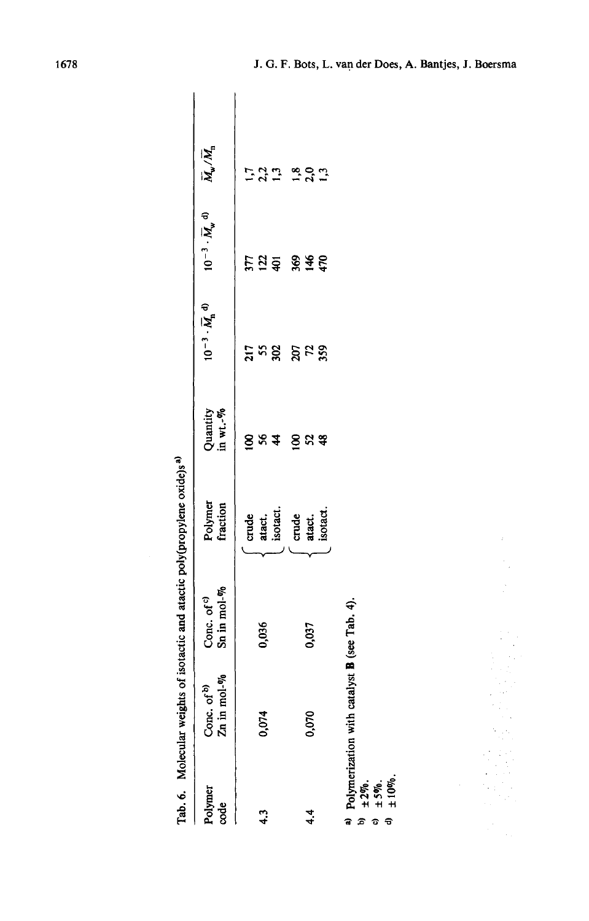Tab. 6. Molecular weights of isotactic and atactic poly(propylene oxide)s[a)]

| Polymer code | Conc. of[b)] Zn in mol-% | Conc. of[c)] Sn in mol-% | Polymer fraction | Quantity in wt.-% | $10^{-3} \cdot \overline{M}_n$ [d)] | $10^{-3} \cdot \overline{M}_w$ [d)] | $\overline{M}_w/\overline{M}_n$ |
|---|---|---|---|---|---|---|---|
| 4.3 | 0,074 | 0,036 | crude | 100 | 217 | 377 | 1,7 |
| | | | atact. | 56 | 55 | 122 | 2,2 |
| | | | isotact. | 44 | 302 | 401 | 1,3 |
| 4.4 | 0,070 | 0,037 | crude | 100 | 207 | 369 | 1,8 |
| | | | atact. | 52 | 72 | 146 | 2,0 |
| | | | isotact. | 48 | 359 | 470 | 1,3 |

a) Polymerization with catalyst **B** (see Tab. 4).
b) ± 2%.
c) ± 5%.
d) ± 10%.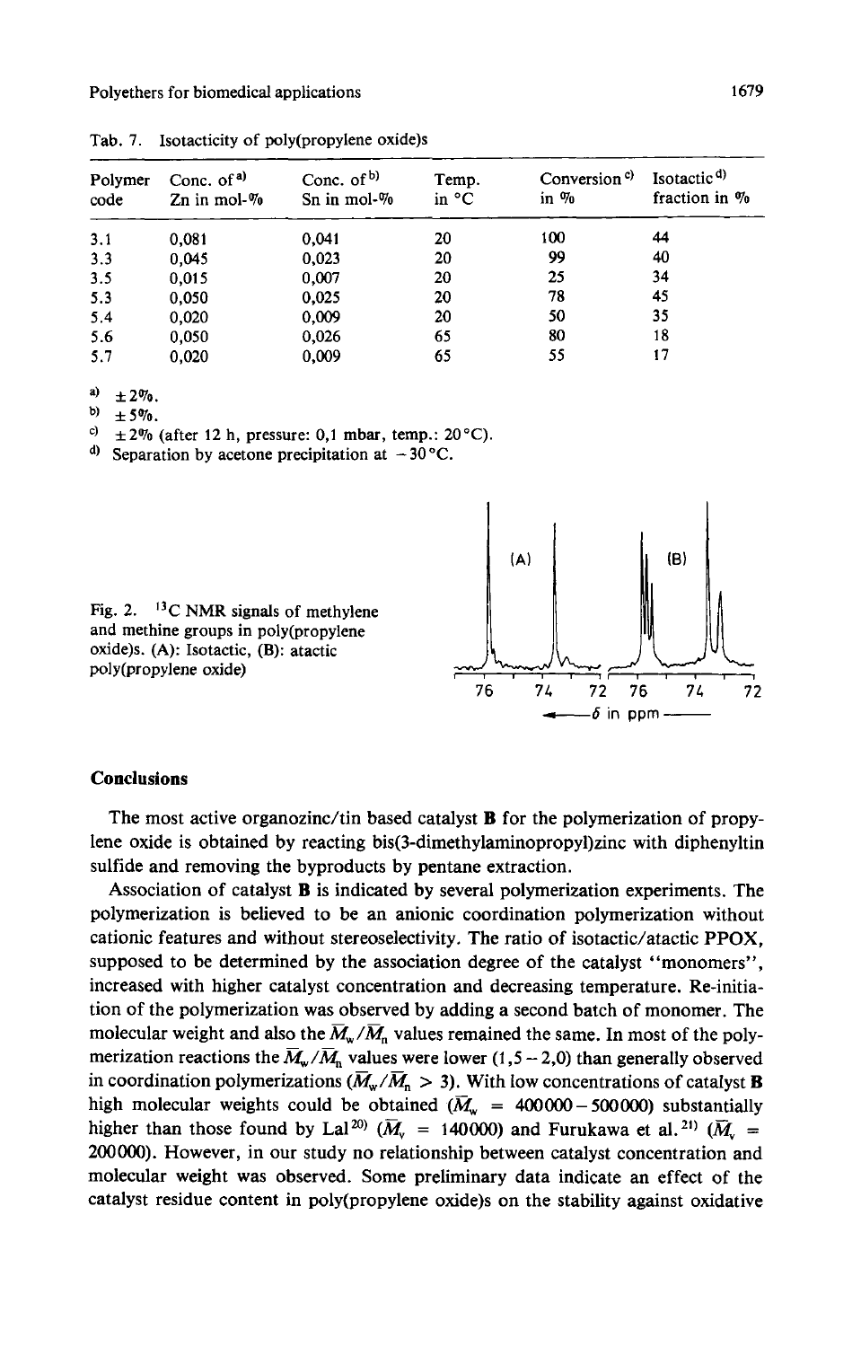Tab. 7. Isotacticity of poly(propylene oxide)s

| Polymer code | Conc. of[a)] Zn in mol-% | Conc. of[b)] Sn in mol-% | Temp. in °C | Conversion[c)] in % | Isotactic[d)] fraction in % |
|---|---|---|---|---|---|
| 3.1 | 0,081 | 0,041 | 20 | 100 | 44 |
| 3.3 | 0,045 | 0,023 | 20 | 99 | 40 |
| 3.5 | 0,015 | 0,007 | 20 | 25 | 34 |
| 5.3 | 0,050 | 0,025 | 20 | 78 | 45 |
| 5.4 | 0,020 | 0,009 | 20 | 50 | 35 |
| 5.6 | 0,050 | 0,026 | 65 | 80 | 18 |
| 5.7 | 0,020 | 0,009 | 65 | 55 | 17 |

a) ±2%.
b) ±5%.
c) ±2% (after 12 h, pressure: 0,1 mbar, temp.: 20°C).
d) Separation by acetone precipitation at −30°C.

Fig. 2. $^{13}C$ NMR signals of methylene and methine groups in poly(propylene oxide)s. (A): Isotactic, (B): atactic poly(propylene oxide)

## Conclusions

The most active organozinc/tin based catalyst **B** for the polymerization of propylene oxide is obtained by reacting bis(3-dimethylaminopropyl)zinc with diphenyltin sulfide and removing the byproducts by pentane extraction.

Association of catalyst **B** is indicated by several polymerization experiments. The polymerization is believed to be an anionic coordination polymerization without cationic features and without stereoselectivity. The ratio of isotactic/atactic PPOX, supposed to be determined by the association degree of the catalyst "monomers", increased with higher catalyst concentration and decreasing temperature. Re-initiation of the polymerization was observed by adding a second batch of monomer. The molecular weight and also the $\overline{M}_w/\overline{M}_n$ values remained the same. In most of the polymerization reactions the $\overline{M}_w/\overline{M}_n$ values were lower (1,5–2,0) than generally observed in coordination polymerizations ($\overline{M}_w/\overline{M}_n > 3$). With low concentrations of catalyst **B** high molecular weights could be obtained ($\overline{M}_w$ = 400000–500000) substantially higher than those found by Lal[20] ($\overline{M}_v$ = 140000) and Furukawa et al.[21] ($\overline{M}_v$ = 200000). However, in our study no relationship between catalyst concentration and molecular weight was observed. Some preliminary data indicate an effect of the catalyst residue content in poly(propylene oxide)s on the stability against oxidative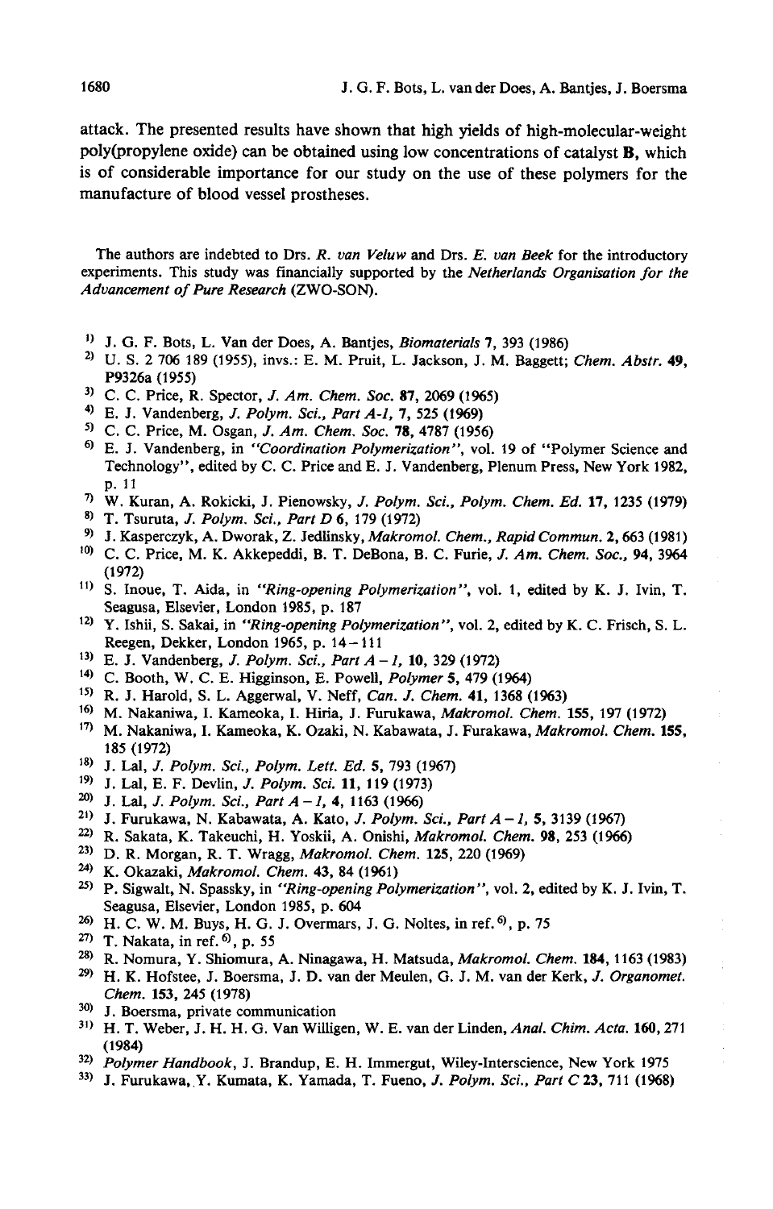attack. The presented results have shown that high yields of high-molecular-weight poly(propylene oxide) can be obtained using low concentrations of catalyst **B**, which is of considerable importance for our study on the use of these polymers for the manufacture of blood vessel prostheses.

The authors are indebted to Drs. *R. van Veluw* and Drs. *E. van Beek* for the introductory experiments. This study was financially supported by the *Netherlands Organisation for the Advancement of Pure Research* (ZWO-SON).

[1] J. G. F. Bots, L. Van der Does, A. Bantjes, *Biomaterials* **7**, 393 (1986)

[2] U. S. 2 706 189 (1955), invs.: E. M. Pruit, L. Jackson, J. M. Baggett; *Chem. Abstr.* **49**, P9326a (1955)

[3] C. C. Price, R. Spector, *J. Am. Chem. Soc.* **87**, 2069 (1965)

[4] E. J. Vandenberg, *J. Polym. Sci., Part A-1*, **7**, 525 (1969)

[5] C. C. Price, M. Osgan, *J. Am. Chem. Soc.* **78**, 4787 (1956)

[6] E. J. Vandenberg, in *"Coordination Polymerization"*, vol. 19 of "Polymer Science and Technology", edited by C. C. Price and E. J. Vandenberg, Plenum Press, New York 1982, p. 11

[7] W. Kuran, A. Rokicki, J. Pienowsky, *J. Polym. Sci., Polym. Chem. Ed.* **17**, 1235 (1979)

[8] T. Tsuruta, *J. Polym. Sci., Part D* **6**, 179 (1972)

[9] J. Kasperczyk, A. Dworak, Z. Jedlinsky, *Makromol. Chem., Rapid Commun.* **2**, 663 (1981)

[10] C. C. Price, M. K. Akkepeddi, B. T. DeBona, B. C. Furie, *J. Am. Chem. Soc.*, **94**, 3964 (1972)

[11] S. Inoue, T. Aida, in *"Ring-opening Polymerization"*, vol. 1, edited by K. J. Ivin, T. Seagusa, Elsevier, London 1985, p. 187

[12] Y. Ishii, S. Sakai, in *"Ring-opening Polymerization"*, vol. 2, edited by K. C. Frisch, S. L. Reegen, Dekker, London 1965, p. 14–111

[13] E. J. Vandenberg, *J. Polym. Sci., Part A – 1*, **10**, 329 (1972)

[14] C. Booth, W. C. E. Higginson, E. Powell, *Polymer* **5**, 479 (1964)

[15] R. J. Harold, S. L. Aggerwal, V. Neff, *Can. J. Chem.* **41**, 1368 (1963)

[16] M. Nakaniwa, I. Kameoka, I. Hiria, J. Furukawa, *Makromol. Chem.* **155**, 197 (1972)

[17] M. Nakaniwa, I. Kameoka, K. Ozaki, N. Kabawata, J. Furakawa, *Makromol. Chem.* **155**, 185 (1972)

[18] J. Lal, *J. Polym. Sci., Polym. Lett. Ed.* **5**, 793 (1967)

[19] J. Lal, E. F. Devlin, *J. Polym. Sci.* **11**, 119 (1973)

[20] J. Lal, *J. Polym. Sci., Part A – 1*, **4**, 1163 (1966)

[21] J. Furukawa, N. Kabawata, A. Kato, *J. Polym. Sci., Part A – 1*, **5**, 3139 (1967)

[22] R. Sakata, K. Takeuchi, H. Yoskii, A. Onishi, *Makromol. Chem.* **98**, 253 (1966)

[23] D. R. Morgan, R. T. Wragg, *Makromol. Chem.* **125**, 220 (1969)

[24] K. Okazaki, *Makromol. Chem.* **43**, 84 (1961)

[25] P. Sigwalt, N. Spassky, in *"Ring-opening Polymerization"*, vol. 2, edited by K. J. Ivin, T. Seagusa, Elsevier, London 1985, p. 604

[26] H. C. W. M. Buys, H. G. J. Overmars, J. G. Noltes, in ref. [6], p. 75

[27] T. Nakata, in ref. [6], p. 55

[28] R. Nomura, Y. Shiomura, A. Ninagawa, H. Matsuda, *Makromol. Chem.* **184**, 1163 (1983)

[29] H. K. Hofstee, J. Boersma, J. D. van der Meulen, G. J. M. van der Kerk, *J. Organomet. Chem.* **153**, 245 (1978)

[30] J. Boersma, private communication

[31] H. T. Weber, J. H. H. G. Van Willigen, W. E. van der Linden, *Anal. Chim. Acta.* **160**, 271 (1984)

[32] *Polymer Handbook*, J. Brandup, E. H. Immergut, Wiley-Interscience, New York 1975

[33] J. Furukawa, Y. Kumata, K. Yamada, T. Fueno, *J. Polym. Sci., Part C* **23**, 711 (1968)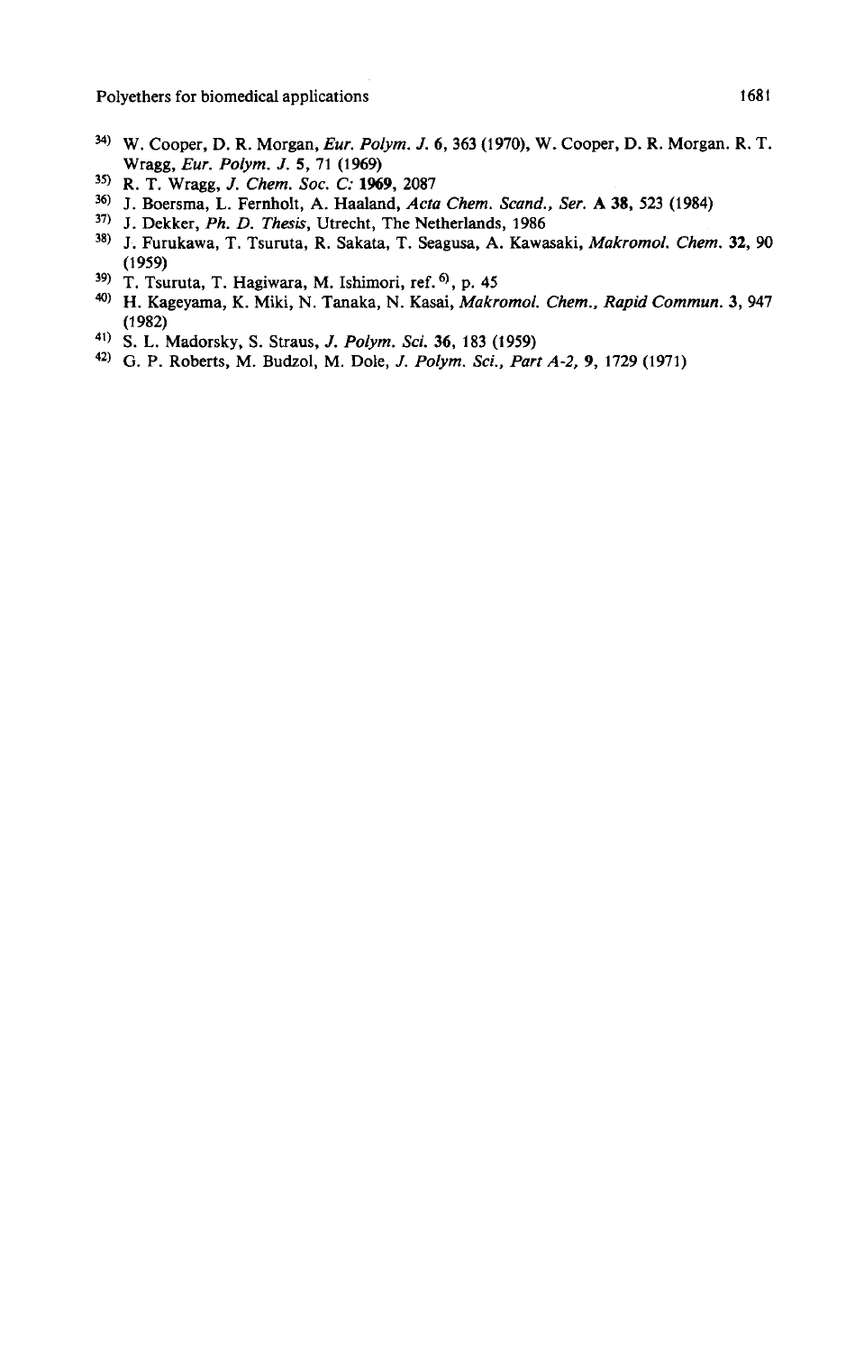[34] W. Cooper, D. R. Morgan, *Eur. Polym. J.* **6**, 363 (1970), W. Cooper, D. R. Morgan. R. T. Wragg, *Eur. Polym. J.* **5**, 71 (1969)

[35] R. T. Wragg, *J. Chem. Soc. C:* **1969**, 2087

[36] J. Boersma, L. Fernholt, A. Haaland, *Acta Chem. Scand., Ser.* **A 38**, 523 (1984)

[37] J. Dekker, *Ph. D. Thesis*, Utrecht, The Netherlands, 1986

[38] J. Furukawa, T. Tsuruta, R. Sakata, T. Seagusa, A. Kawasaki, *Makromol. Chem.* **32**, 90 (1959)

[39] T. Tsuruta, T. Hagiwara, M. Ishimori, ref. [6], p. 45

[40] H. Kageyama, K. Miki, N. Tanaka, N. Kasai, *Makromol. Chem., Rapid Commun.* **3**, 947 (1982)

[41] S. L. Madorsky, S. Straus, *J. Polym. Sci.* **36**, 183 (1959)

[42] G. P. Roberts, M. Budzol, M. Dole, *J. Polym. Sci., Part A-2,* **9**, 1729 (1971)